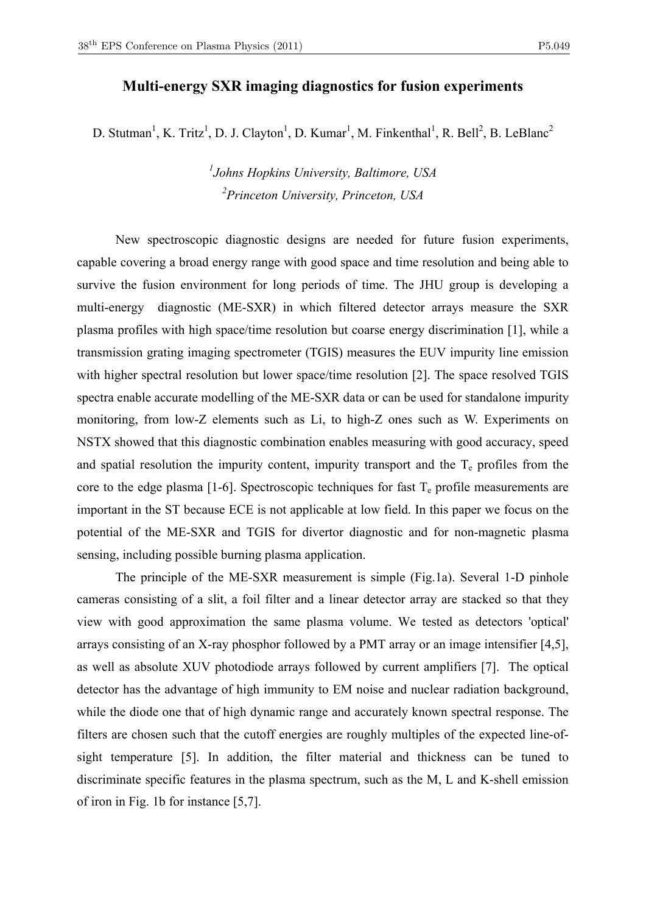# Multi-energy SXR imaging diagnostics for fusion experiments

D. Stutman[1], K. Tritz[1], D. J. Clayton[1], D. Kumar[1], M. Finkenthal[1], R. Bell[2], B. LeBlanc[2]

*[1]Johns Hopkins University, Baltimore, USA*
*[2]Princeton University, Princeton, USA*

New spectroscopic diagnostic designs are needed for future fusion experiments, capable covering a broad energy range with good space and time resolution and being able to survive the fusion environment for long periods of time. The JHU group is developing a multi-energy diagnostic (ME-SXR) in which filtered detector arrays measure the SXR plasma profiles with high space/time resolution but coarse energy discrimination [1], while a transmission grating imaging spectrometer (TGIS) measures the EUV impurity line emission with higher spectral resolution but lower space/time resolution [2]. The space resolved TGIS spectra enable accurate modelling of the ME-SXR data or can be used for standalone impurity monitoring, from low-Z elements such as Li, to high-Z ones such as W. Experiments on NSTX showed that this diagnostic combination enables measuring with good accuracy, speed and spatial resolution the impurity content, impurity transport and the $T_e$ profiles from the core to the edge plasma [1-6]. Spectroscopic techniques for fast $T_e$ profile measurements are important in the ST because ECE is not applicable at low field. In this paper we focus on the potential of the ME-SXR and TGIS for divertor diagnostic and for non-magnetic plasma sensing, including possible burning plasma application.

The principle of the ME-SXR measurement is simple (Fig.1a). Several 1-D pinhole cameras consisting of a slit, a foil filter and a linear detector array are stacked so that they view with good approximation the same plasma volume. We tested as detectors 'optical' arrays consisting of an X-ray phosphor followed by a PMT array or an image intensifier [4,5], as well as absolute XUV photodiode arrays followed by current amplifiers [7]. The optical detector has the advantage of high immunity to EM noise and nuclear radiation background, while the diode one that of high dynamic range and accurately known spectral response. The filters are chosen such that the cutoff energies are roughly multiples of the expected line-of-sight temperature [5]. In addition, the filter material and thickness can be tuned to discriminate specific features in the plasma spectrum, such as the M, L and K-shell emission of iron in Fig. 1b for instance [5,7].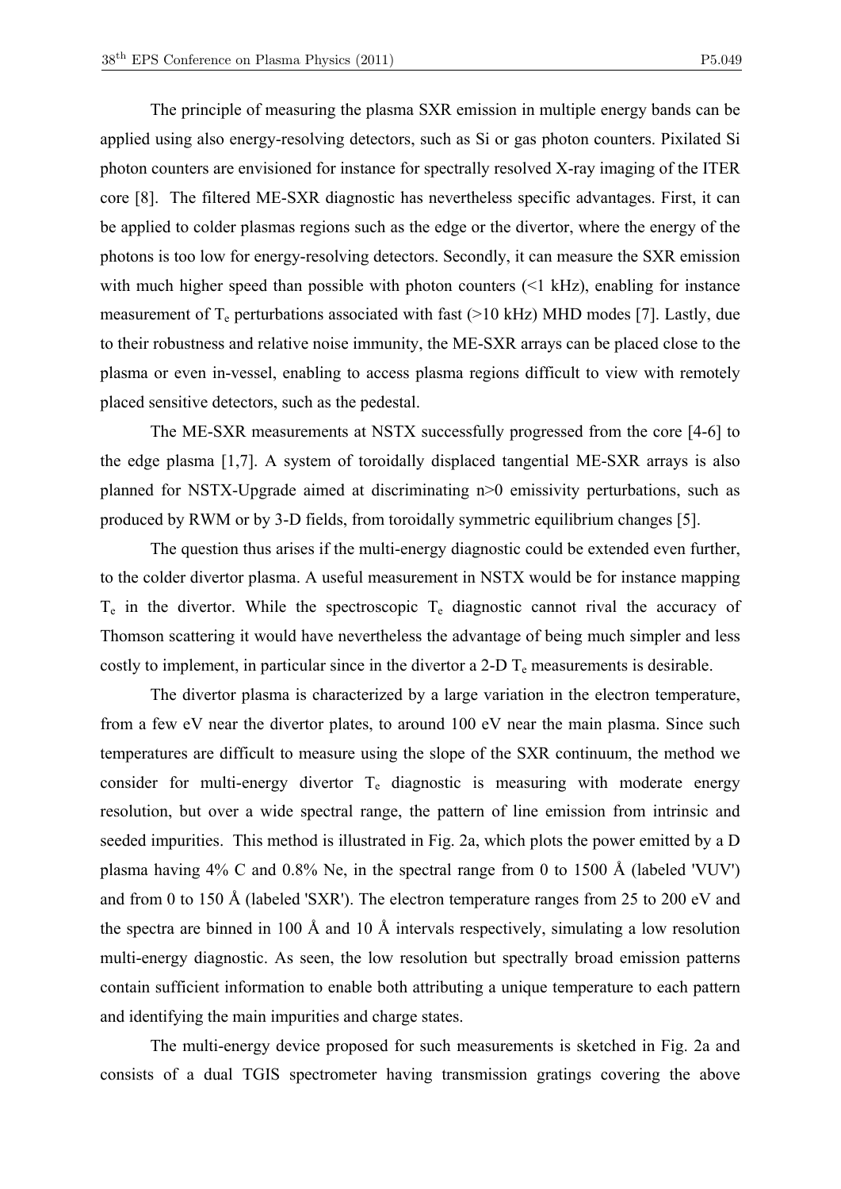The principle of measuring the plasma SXR emission in multiple energy bands can be applied using also energy-resolving detectors, such as Si or gas photon counters. Pixilated Si photon counters are envisioned for instance for spectrally resolved X-ray imaging of the ITER core [8]. The filtered ME-SXR diagnostic has nevertheless specific advantages. First, it can be applied to colder plasmas regions such as the edge or the divertor, where the energy of the photons is too low for energy-resolving detectors. Secondly, it can measure the SXR emission with much higher speed than possible with photon counters (<1 kHz), enabling for instance measurement of $T_e$ perturbations associated with fast (>10 kHz) MHD modes [7]. Lastly, due to their robustness and relative noise immunity, the ME-SXR arrays can be placed close to the plasma or even in-vessel, enabling to access plasma regions difficult to view with remotely placed sensitive detectors, such as the pedestal.

The ME-SXR measurements at NSTX successfully progressed from the core [4-6] to the edge plasma [1,7]. A system of toroidally displaced tangential ME-SXR arrays is also planned for NSTX-Upgrade aimed at discriminating n>0 emissivity perturbations, such as produced by RWM or by 3-D fields, from toroidally symmetric equilibrium changes [5].

The question thus arises if the multi-energy diagnostic could be extended even further, to the colder divertor plasma. A useful measurement in NSTX would be for instance mapping $T_e$ in the divertor. While the spectroscopic $T_e$ diagnostic cannot rival the accuracy of Thomson scattering it would have nevertheless the advantage of being much simpler and less costly to implement, in particular since in the divertor a 2-D $T_e$ measurements is desirable.

The divertor plasma is characterized by a large variation in the electron temperature, from a few eV near the divertor plates, to around 100 eV near the main plasma. Since such temperatures are difficult to measure using the slope of the SXR continuum, the method we consider for multi-energy divertor $T_e$ diagnostic is measuring with moderate energy resolution, but over a wide spectral range, the pattern of line emission from intrinsic and seeded impurities. This method is illustrated in Fig. 2a, which plots the power emitted by a D plasma having 4% C and 0.8% Ne, in the spectral range from 0 to 1500 Å (labeled 'VUV') and from 0 to 150 Å (labeled 'SXR'). The electron temperature ranges from 25 to 200 eV and the spectra are binned in 100 Å and 10 Å intervals respectively, simulating a low resolution multi-energy diagnostic. As seen, the low resolution but spectrally broad emission patterns contain sufficient information to enable both attributing a unique temperature to each pattern and identifying the main impurities and charge states.

The multi-energy device proposed for such measurements is sketched in Fig. 2a and consists of a dual TGIS spectrometer having transmission gratings covering the above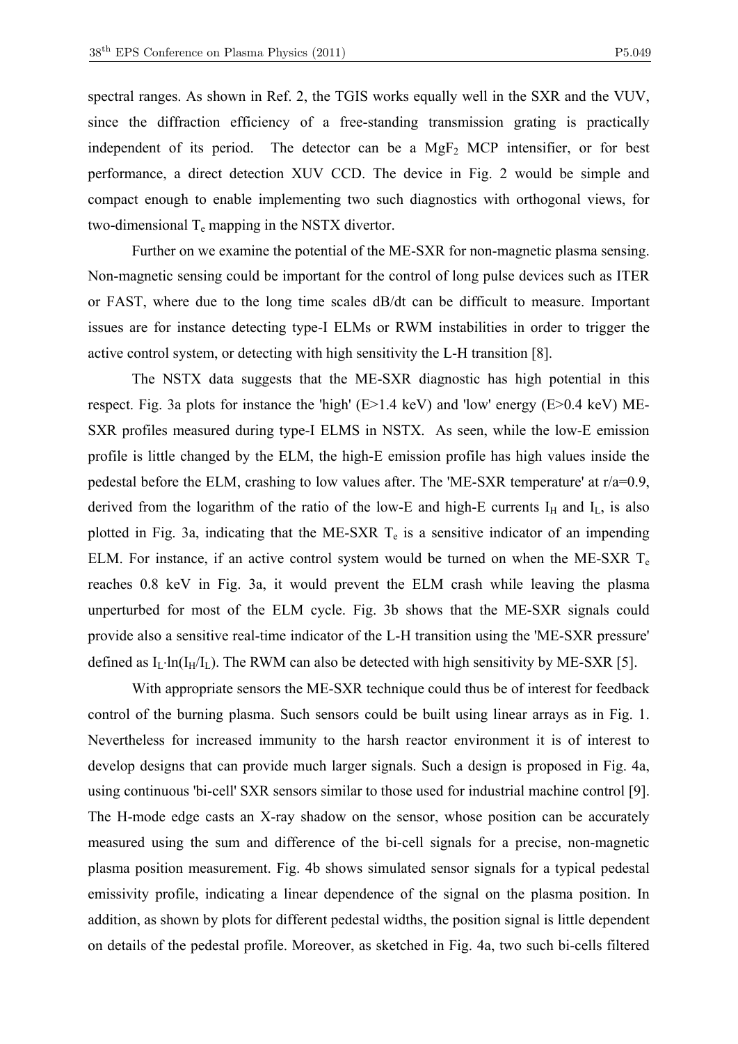spectral ranges. As shown in Ref. 2, the TGIS works equally well in the SXR and the VUV, since the diffraction efficiency of a free-standing transmission grating is practically independent of its period. The detector can be a $MgF_2$ MCP intensifier, or for best performance, a direct detection XUV CCD. The device in Fig. 2 would be simple and compact enough to enable implementing two such diagnostics with orthogonal views, for two-dimensional $T_e$ mapping in the NSTX divertor.

Further on we examine the potential of the ME-SXR for non-magnetic plasma sensing. Non-magnetic sensing could be important for the control of long pulse devices such as ITER or FAST, where due to the long time scales dB/dt can be difficult to measure. Important issues are for instance detecting type-I ELMs or RWM instabilities in order to trigger the active control system, or detecting with high sensitivity the L-H transition [8].

The NSTX data suggests that the ME-SXR diagnostic has high potential in this respect. Fig. 3a plots for instance the 'high' (E>1.4 keV) and 'low' energy (E>0.4 keV) ME-SXR profiles measured during type-I ELMS in NSTX. As seen, while the low-E emission profile is little changed by the ELM, the high-E emission profile has high values inside the pedestal before the ELM, crashing to low values after. The 'ME-SXR temperature' at r/a=0.9, derived from the logarithm of the ratio of the low-E and high-E currents $I_H$ and $I_L$, is also plotted in Fig. 3a, indicating that the ME-SXR $T_e$ is a sensitive indicator of an impending ELM. For instance, if an active control system would be turned on when the ME-SXR $T_e$ reaches 0.8 keV in Fig. 3a, it would prevent the ELM crash while leaving the plasma unperturbed for most of the ELM cycle. Fig. 3b shows that the ME-SXR signals could provide also a sensitive real-time indicator of the L-H transition using the 'ME-SXR pressure' defined as $I_L \cdot \ln(I_H/I_L)$. The RWM can also be detected with high sensitivity by ME-SXR [5].

With appropriate sensors the ME-SXR technique could thus be of interest for feedback control of the burning plasma. Such sensors could be built using linear arrays as in Fig. 1. Nevertheless for increased immunity to the harsh reactor environment it is of interest to develop designs that can provide much larger signals. Such a design is proposed in Fig. 4a, using continuous 'bi-cell' SXR sensors similar to those used for industrial machine control [9]. The H-mode edge casts an X-ray shadow on the sensor, whose position can be accurately measured using the sum and difference of the bi-cell signals for a precise, non-magnetic plasma position measurement. Fig. 4b shows simulated sensor signals for a typical pedestal emissivity profile, indicating a linear dependence of the signal on the plasma position. In addition, as shown by plots for different pedestal widths, the position signal is little dependent on details of the pedestal profile. Moreover, as sketched in Fig. 4a, two such bi-cells filtered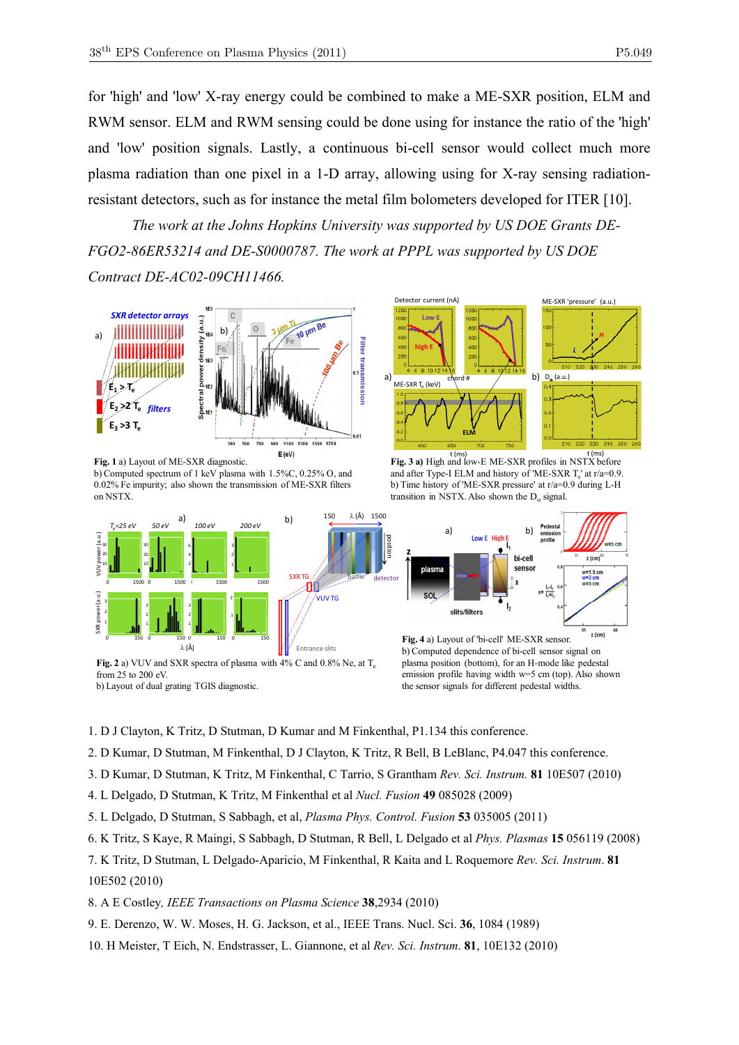for 'high' and 'low' X-ray energy could be combined to make a ME-SXR position, ELM and RWM sensor. ELM and RWM sensing could be done using for instance the ratio of the 'high' and 'low' position signals. Lastly, a continuous bi-cell sensor would collect much more plasma radiation than one pixel in a 1-D array, allowing using for X-ray sensing radiation-resistant detectors, such as for instance the metal film bolometers developed for ITER [10].

*The work at the Johns Hopkins University was supported by US DOE Grants DE-FGO2-86ER53214 and DE-S0000787. The work at PPPL was supported by US DOE Contract DE-AC02-09CH11466.*

**Fig. 1** a) Layout of ME-SXR diagnostic.
b) Computed spectrum of 1 keV plasma with 1.5%C, 0.25% O, and 0.02% Fe impurity; also shown the transmission of ME-SXR filters on NSTX.

**Fig. 3 a)** High and low-E ME-SXR profiles in NSTX before and after Type-I ELM and history of 'ME-SXR $T_e$' at r/a=0.9.
b) Time history of 'ME-SXR pressure' at r/a=0.9 during L-H transition in NSTX. Also shown the $D_\alpha$ signal.

**Fig. 2** a) VUV and SXR spectra of plasma with 4% C and 0.8% Ne, at $T_e$ from 25 to 200 eV.
b) Layout of dual grating TGIS diagnostic.

**Fig. 4** a) Layout of 'bi-cell' ME-SXR sensor.
b) Computed dependence of bi-cell sensor signal on plasma position (bottom), for an H-mode like pedestal emission profile having width w=5 cm (top). Also shown the sensor signals for different pedestal widths.

1. D J Clayton, K Tritz, D Stutman, D Kumar and M Finkenthal, P1.134 this conference.
2. D Kumar, D Stutman, M Finkenthal, D J Clayton, K Tritz, R Bell, B LeBlanc, P4.047 this conference.
3. D Kumar, D Stutman, K Tritz, M Finkenthal, C Tarrio, S Grantham *Rev. Sci. Instrum.* **81** 10E507 (2010)
4. L Delgado, D Stutman, K Tritz, M Finkenthal et al *Nucl. Fusion* **49** 085028 (2009)
5. L Delgado, D Stutman, S Sabbagh, et al, *Plasma Phys. Control. Fusion* **53** 035005 (2011)
6. K Tritz, S Kaye, R Maingi, S Sabbagh, D Stutman, R Bell, L Delgado et al *Phys. Plasmas* **15** 056119 (2008)
7. K Tritz, D Stutman, L Delgado-Aparicio, M Finkenthal, R Kaita and L Roquemore *Rev. Sci. Instrum*. **81** 10E502 (2010)
8. A E Costley, *IEEE Transactions on Plasma Science* **38**,2934 (2010)
9. E. Derenzo, W. W. Moses, H. G. Jackson, et al., IEEE Trans. Nucl. Sci. **36**, 1084 (1989)
10. H Meister, T Eich, N. Endstrasser, L. Giannone, et al *Rev. Sci. Instrum*. **81**, 10E132 (2010)